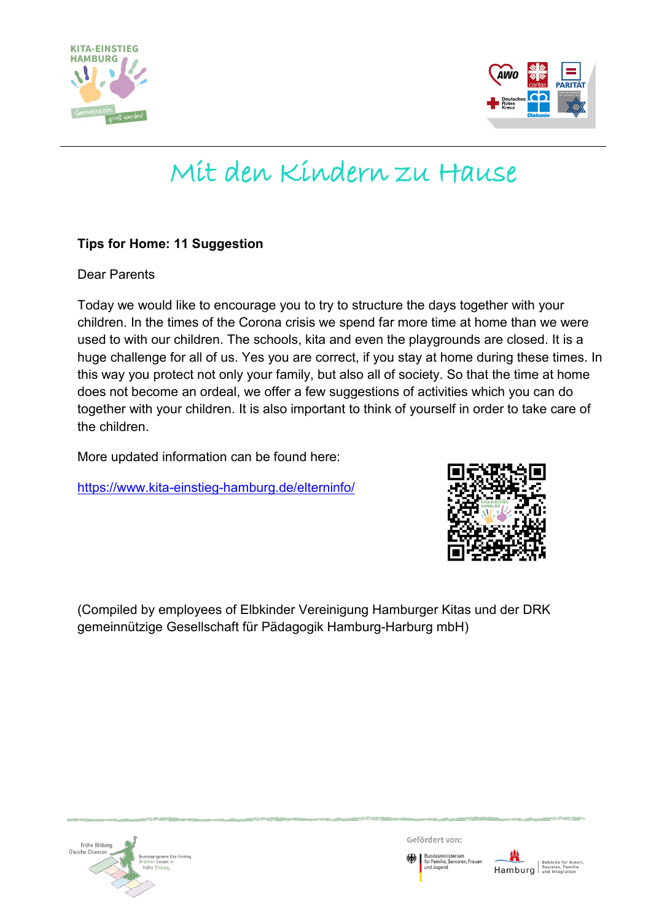# Mit den Kindern zu Hause

**Tips for Home: 11 Suggestion**

Dear Parents

Today we would like to encourage you to try to structure the days together with your children. In the times of the Corona crisis we spend far more time at home than we were used to with our children. The schools, kita and even the playgrounds are closed. It is a huge challenge for all of us. Yes you are correct, if you stay at home during these times. In this way you protect not only your family, but also all of society. So that the time at home does not become an ordeal, we offer a few suggestions of activities which you can do together with your children. It is also important to think of yourself in order to take care of the children.

More updated information can be found here:

https://www.kita-einstieg-hamburg.de/elterninfo/

(Compiled by employees of Elbkinder Vereinigung Hamburger Kitas und der DRK gemeinnützige Gesellschaft für Pädagogik Hamburg-Harburg mbH)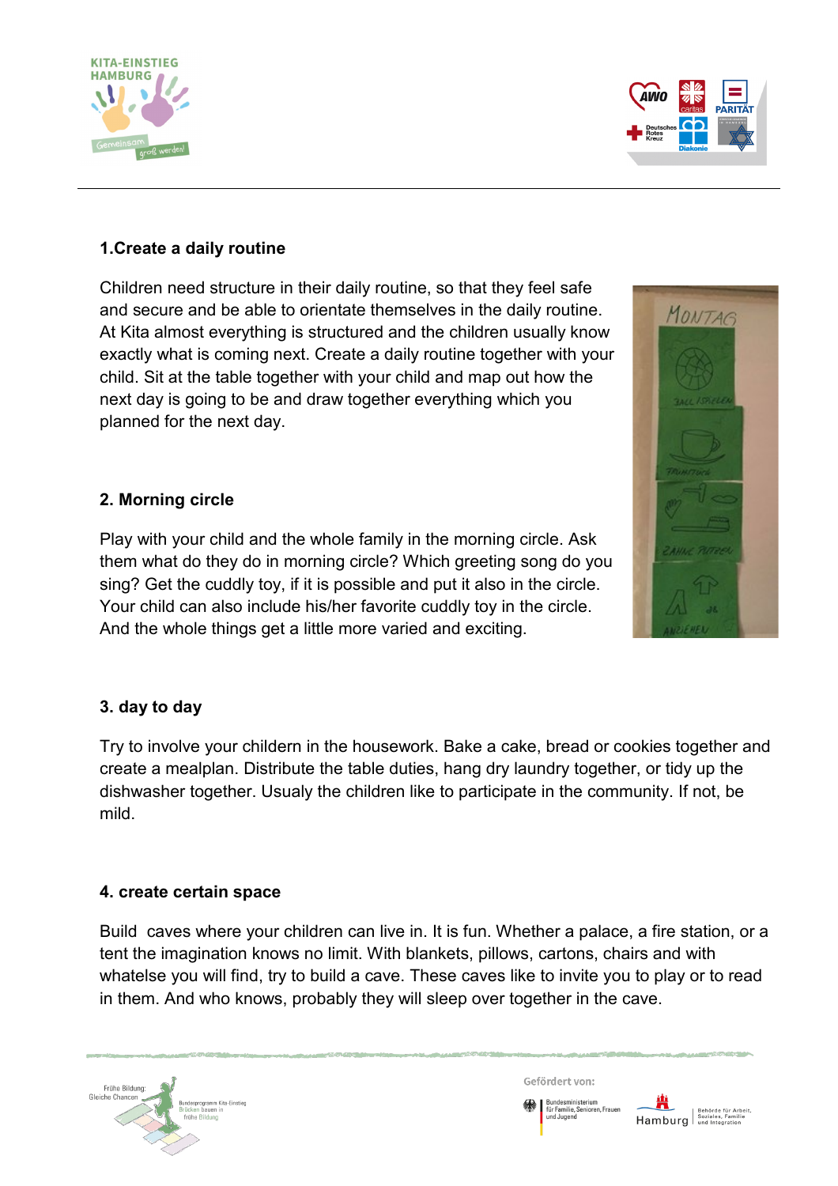## 1.Create a daily routine

Children need structure in their daily routine, so that they feel safe and secure and be able to orientate themselves in the daily routine. At Kita almost everything is structured and the children usually know exactly what is coming next. Create a daily routine together with your child. Sit at the table together with your child and map out how the next day is going to be and draw together everything which you planned for the next day.

## 2. Morning circle

Play with your child and the whole family in the morning circle. Ask them what do they do in morning circle? Which greeting song do you sing? Get the cuddly toy, if it is possible and put it also in the circle. Your child can also include his/her favorite cuddly toy in the circle. And the whole things get a little more varied and exciting.

## 3. day to day

Try to involve your childern in the housework. Bake a cake, bread or cookies together and create a mealplan. Distribute the table duties, hang dry laundry together, or tidy up the dishwasher together. Usualy the children like to participate in the community. If not, be mild.

## 4. create certain space

Build  caves where your children can live in. It is fun. Whether a palace, a fire station, or a tent the imagination knows no limit. With blankets, pillows, cartons, chairs and with whatelse you will find, try to build a cave. These caves like to invite you to play or to read in them. And who knows, probably they will sleep over together in the cave.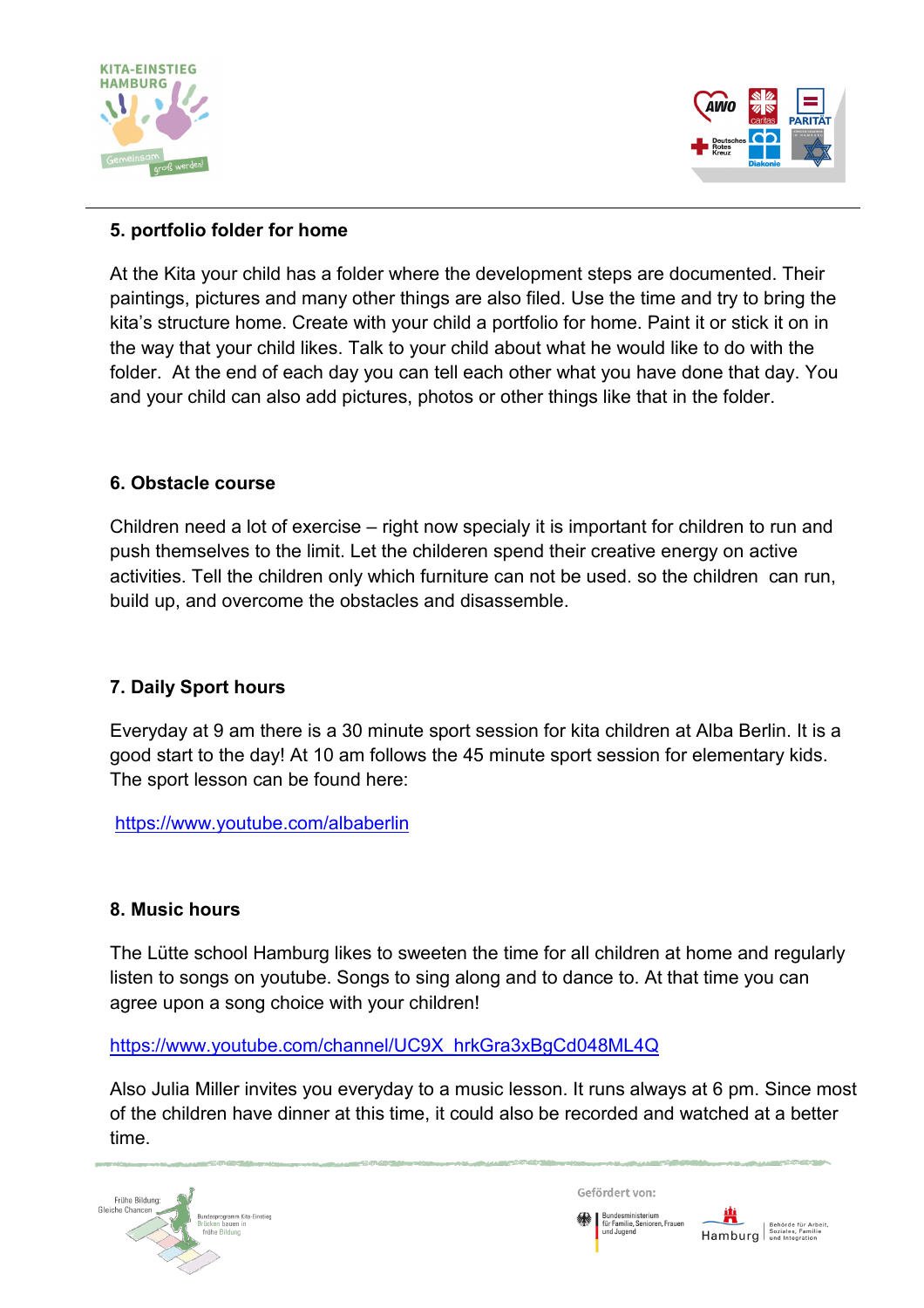**5. portfolio folder for home**

At the Kita your child has a folder where the development steps are documented. Their paintings, pictures and many other things are also filed. Use the time and try to bring the kita's structure home. Create with your child a portfolio for home. Paint it or stick it on in the way that your child likes. Talk to your child about what he would like to do with the folder. At the end of each day you can tell each other what you have done that day. You and your child can also add pictures, photos or other things like that in the folder.

**6. Obstacle course**

Children need a lot of exercise – right now specialy it is important for children to run and push themselves to the limit. Let the childeren spend their creative energy on active activities. Tell the children only which furniture can not be used. so the children can run, build up, and overcome the obstacles and disassemble.

**7. Daily Sport hours**

Everyday at 9 am there is a 30 minute sport session for kita children at Alba Berlin. It is a good start to the day! At 10 am follows the 45 minute sport session for elementary kids. The sport lesson can be found here:

https://www.youtube.com/albaberlin

**8. Music hours**

The Lütte school Hamburg likes to sweeten the time for all children at home and regularly listen to songs on youtube. Songs to sing along and to dance to. At that time you can agree upon a song choice with your children!

https://www.youtube.com/channel/UC9X_hrkGra3xBgCd048ML4Q

Also Julia Miller invites you everyday to a music lesson. It runs always at 6 pm. Since most of the children have dinner at this time, it could also be recorded and watched at a better time.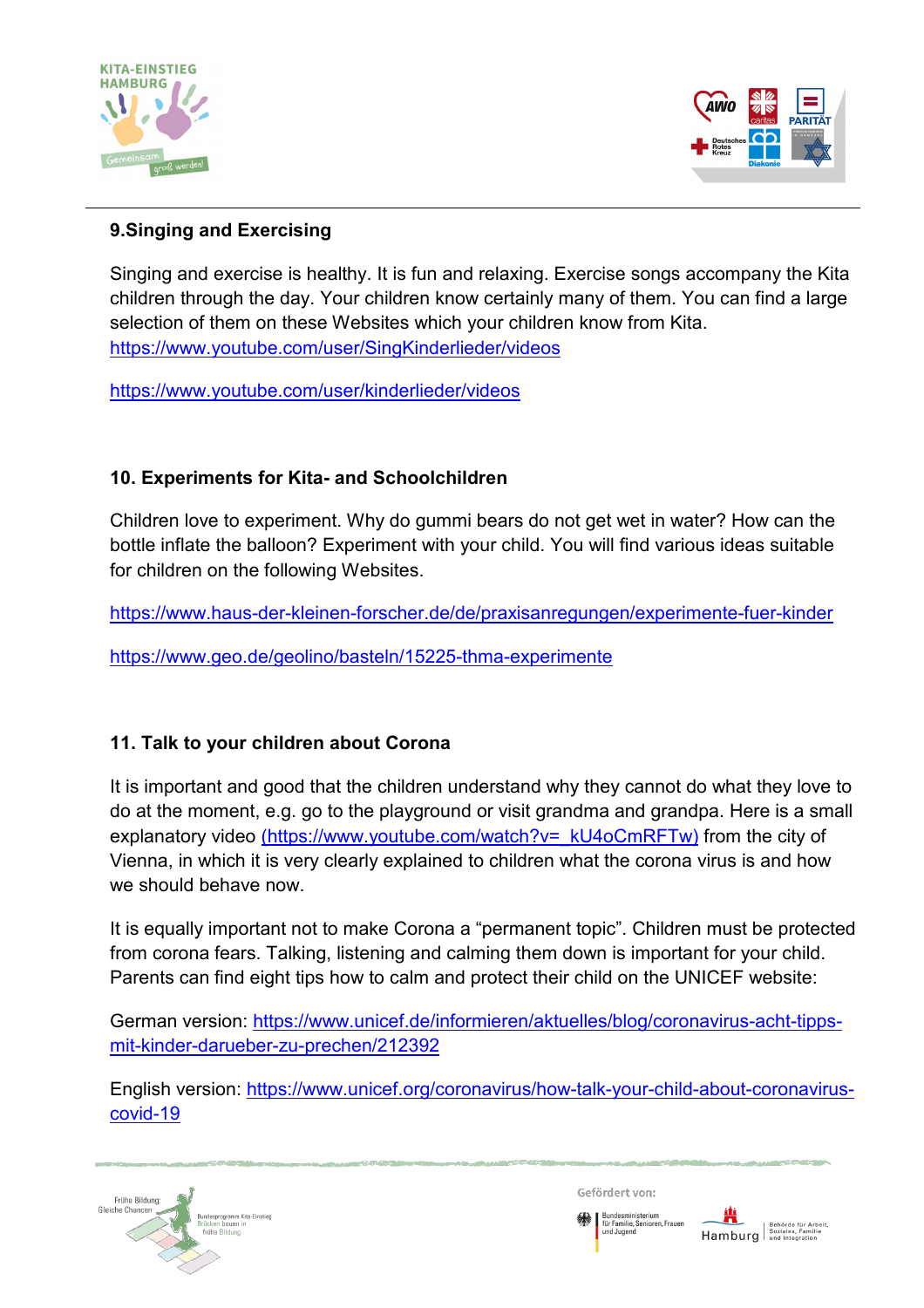### 9.Singing and Exercising

Singing and exercise is healthy. It is fun and relaxing. Exercise songs accompany the Kita children through the day. Your children know certainly many of them. You can find a large selection of them on these Websites which your children know from Kita.
https://www.youtube.com/user/SingKinderlieder/videos

https://www.youtube.com/user/kinderlieder/videos

### 10. Experiments for Kita- and Schoolchildren

Children love to experiment. Why do gummi bears do not get wet in water? How can the bottle inflate the balloon? Experiment with your child. You will find various ideas suitable for children on the following Websites.

https://www.haus-der-kleinen-forscher.de/de/praxisanregungen/experimente-fuer-kinder

https://www.geo.de/geolino/basteln/15225-thma-experimente

### 11. Talk to your children about Corona

It is important and good that the children understand why they cannot do what they love to do at the moment, e.g. go to the playground or visit grandma and grandpa. Here is a small explanatory video (https://www.youtube.com/watch?v=_kU4oCmRFTw) from the city of Vienna, in which it is very clearly explained to children what the corona virus is and how we should behave now.

It is equally important not to make Corona a "permanent topic". Children must be protected from corona fears. Talking, listening and calming them down is important for your child. Parents can find eight tips how to calm and protect their child on the UNICEF website:

German version: https://www.unicef.de/informieren/aktuelles/blog/coronavirus-acht-tipps-mit-kinder-darueber-zu-prechen/212392

English version: https://www.unicef.org/coronavirus/how-talk-your-child-about-coronavirus-covid-19